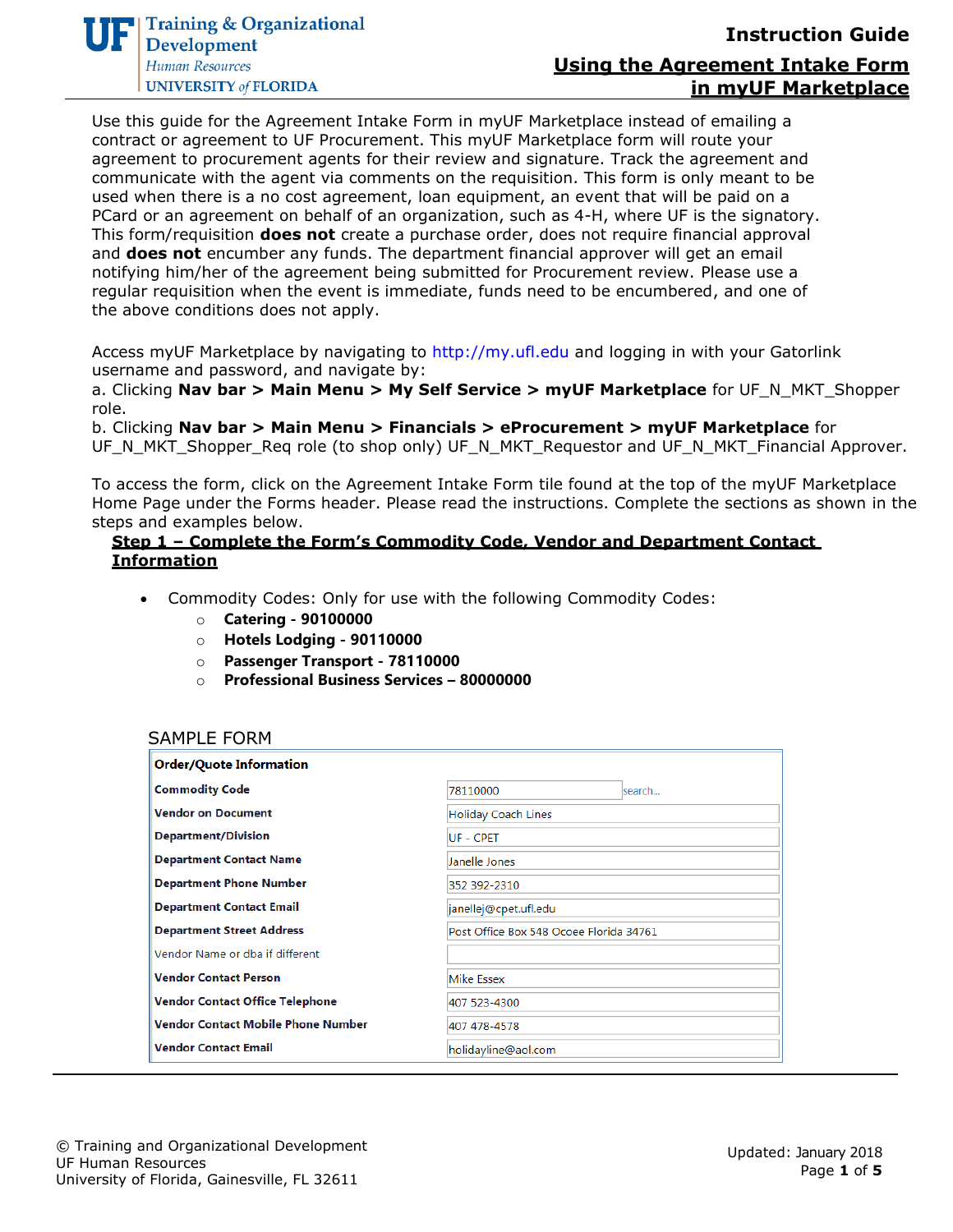# Instruction Guide

## Using the Agreement Intake Form in myUF Marketplace

Use this guide for the Agreement Intake Form in myUF Marketplace instead of emailing a contract or agreement to UF Procurement. This myUF Marketplace form will route your agreement to procurement agents for their review and signature. Track the agreement and communicate with the agent via comments on the requisition. This form is only meant to be used when there is a no cost agreement, loan equipment, an event that will be paid on a PCard or an agreement on behalf of an organization, such as 4-H, where UF is the signatory. This form/requisition **does not** create a purchase order, does not require financial approval and **does not** encumber any funds. The department financial approver will get an email notifying him/her of the agreement being submitted for Procurement review. Please use a regular requisition when the event is immediate, funds need to be encumbered, and one of the above conditions does not apply.

Access myUF Marketplace by navigating to http://my.ufl.edu and logging in with your Gatorlink username and password, and navigate by:

a. Clicking **Nav bar > Main Menu > My Self Service > myUF Marketplace** for UF_N_MKT_Shopper role.

b. Clicking **Nav bar > Main Menu > Financials > eProcurement > myUF Marketplace** for UF_N_MKT_Shopper_Req role (to shop only) UF_N_MKT_Requestor and UF_N_MKT_Financial Approver.

To access the form, click on the Agreement Intake Form tile found at the top of the myUF Marketplace Home Page under the Forms header. Please read the instructions. Complete the sections as shown in the steps and examples below.

### Step 1 – Complete the Form's Commodity Code, Vendor and Department Contact Information

- Commodity Codes: Only for use with the following Commodity Codes:
  - **Catering - 90100000**
  - **Hotels Lodging - 90110000**
  - **Passenger Transport - 78110000**
  - **Professional Business Services – 80000000**

SAMPLE FORM

| **Order/Quote Information** | |
|---|---|
| **Commodity Code** | 78110000 search... |
| **Vendor on Document** | Holiday Coach Lines |
| **Department/Division** | UF - CPET |
| **Department Contact Name** | Janelle Jones |
| **Department Phone Number** | 352 392-2310 |
| **Department Contact Email** | janellej@cpet.ufl.edu |
| **Department Street Address** | Post Office Box 548 Ocoee Florida 34761 |
| Vendor Name or dba if different | |
| **Vendor Contact Person** | Mike Essex |
| **Vendor Contact Office Telephone** | 407 523-4300 |
| **Vendor Contact Mobile Phone Number** | 407 478-4578 |
| **Vendor Contact Email** | holidayline@aol.com |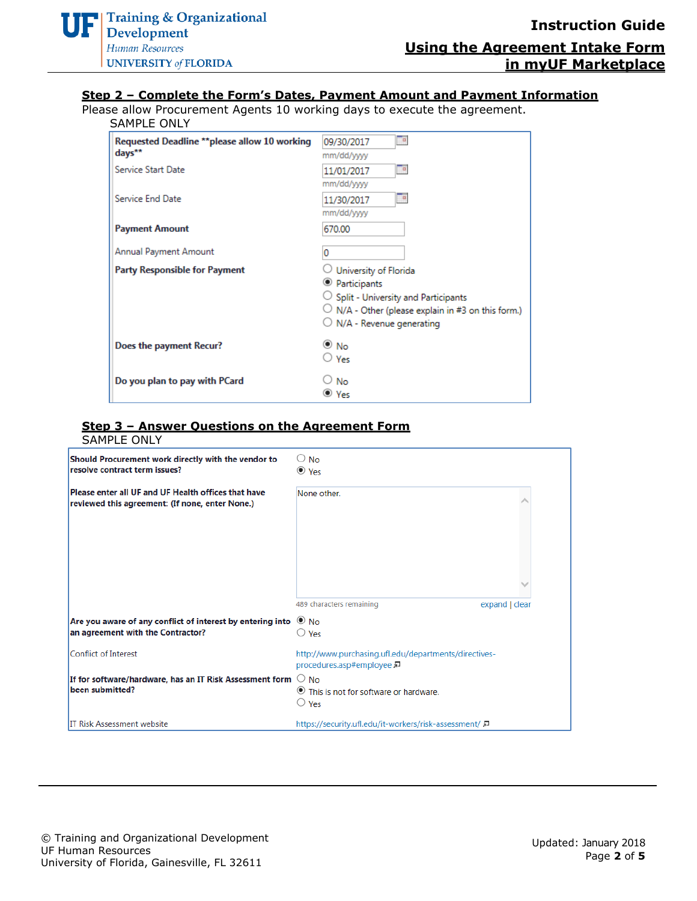## Step 2 – Complete the Form's Dates, Payment Amount and Payment Information

Please allow Procurement Agents 10 working days to execute the agreement.

SAMPLE ONLY

| Field | Value |
|---|---|
| **Requested Deadline **please allow 10 working days**** | 09/30/2017 (mm/dd/yyyy) |
| Service Start Date | 11/01/2017 (mm/dd/yyyy) |
| Service End Date | 11/30/2017 (mm/dd/yyyy) |
| **Payment Amount** | 670.00 |
| Annual Payment Amount | 0 |
| **Party Responsible for Payment** | ○ University of Florida<br>◉ Participants<br>○ Split - University and Participants<br>○ N/A - Other (please explain in #3 on this form.)<br>○ N/A - Revenue generating |
| **Does the payment Recur?** | ◉ No<br>○ Yes |
| **Do you plan to pay with PCard** | ○ No<br>◉ Yes |

## Step 3 – Answer Questions on the Agreement Form

SAMPLE ONLY

| Field | Value |
|---|---|
| **Should Procurement work directly with the vendor to resolve contract term issues?** | ○ No<br>◉ Yes |
| **Please enter all UF and UF Health offices that have reviewed this agreement: (If none, enter None.)** | None other.<br>489 characters remaining — expand \| clear |
| **Are you aware of any conflict of interest by entering into an agreement with the Contractor?** | ◉ No<br>○ Yes |
| Conflict of Interest | http://www.purchasing.ufl.edu/departments/directives-procedures.asp#employee |
| **If for software/hardware, has an IT Risk Assessment form been submitted?** | ○ No<br>◉ This is not for software or hardware.<br>○ Yes |
| IT Risk Assessment website | https://security.ufl.edu/it-workers/risk-assessment/ |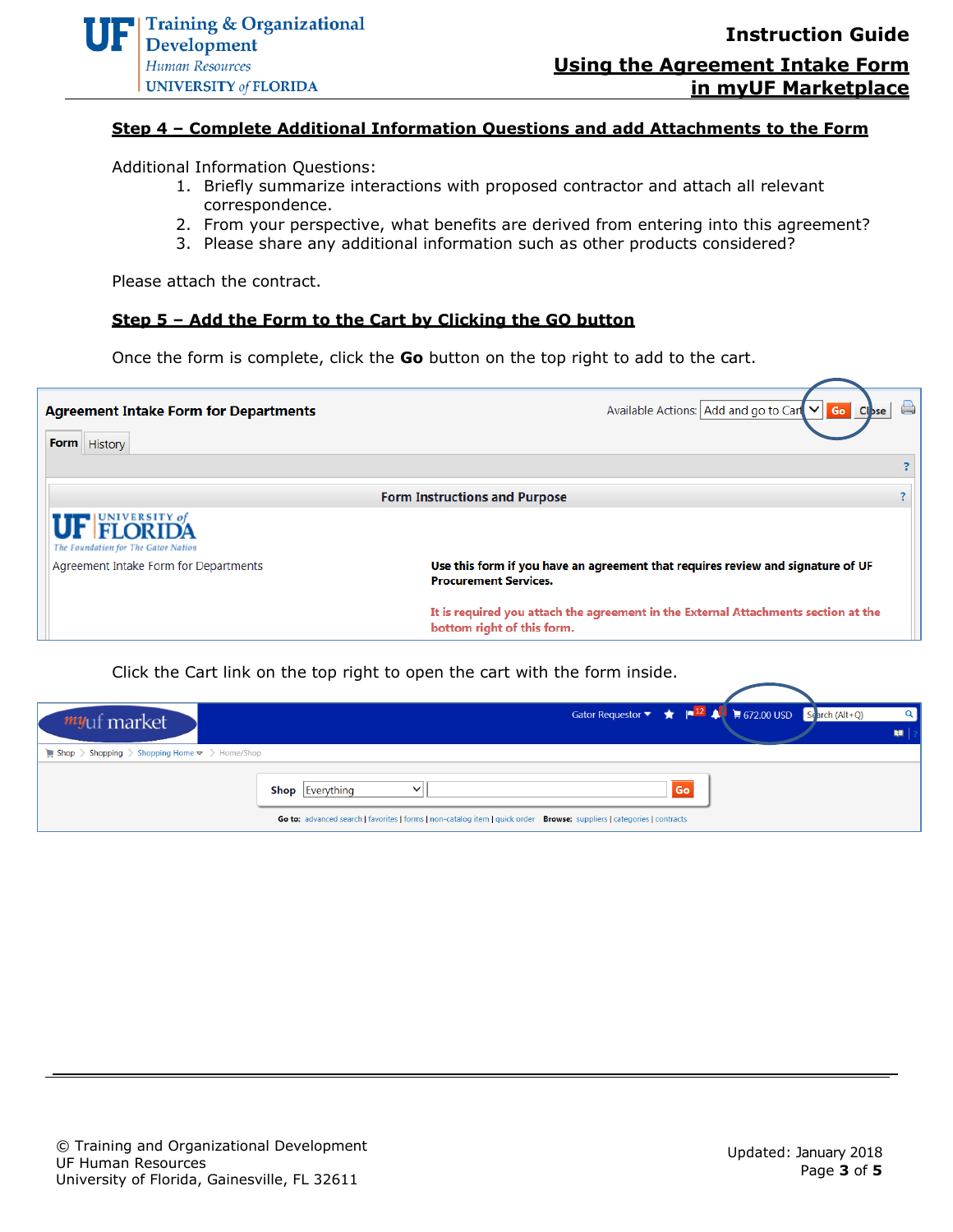## Step 4 – Complete Additional Information Questions and add Attachments to the Form

Additional Information Questions:

1. Briefly summarize interactions with proposed contractor and attach all relevant correspondence.
2. From your perspective, what benefits are derived from entering into this agreement?
3. Please share any additional information such as other products considered?

Please attach the contract.

## Step 5 – Add the Form to the Cart by Clicking the GO button

Once the form is complete, click the **Go** button on the top right to add to the cart.

Click the Cart link on the top right to open the cart with the form inside.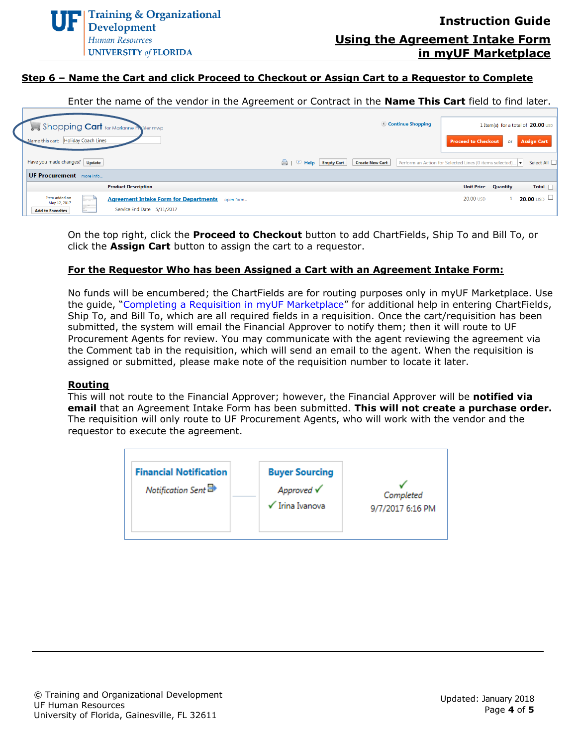## Step 6 – Name the Cart and click Proceed to Checkout or Assign Cart to a Requestor to Complete

Enter the name of the vendor in the Agreement or Contract in the **Name This Cart** field to find later.

On the top right, click the **Proceed to Checkout** button to add ChartFields, Ship To and Bill To, or click the **Assign Cart** button to assign the cart to a requestor.

### For the Requestor Who has been Assigned a Cart with an Agreement Intake Form:

No funds will be encumbered; the ChartFields are for routing purposes only in myUF Marketplace. Use the guide, "Completing a Requisition in myUF Marketplace" for additional help in entering ChartFields, Ship To, and Bill To, which are all required fields in a requisition. Once the cart/requisition has been submitted, the system will email the Financial Approver to notify them; then it will route to UF Procurement Agents for review. You may communicate with the agent reviewing the agreement via the Comment tab in the requisition, which will send an email to the agent. When the requisition is assigned or submitted, please make note of the requisition number to locate it later.

### Routing

This will not route to the Financial Approver; however, the Financial Approver will be **notified via email** that an Agreement Intake Form has been submitted. **This will not create a purchase order.** The requisition will only route to UF Procurement Agents, who will work with the vendor and the requestor to execute the agreement.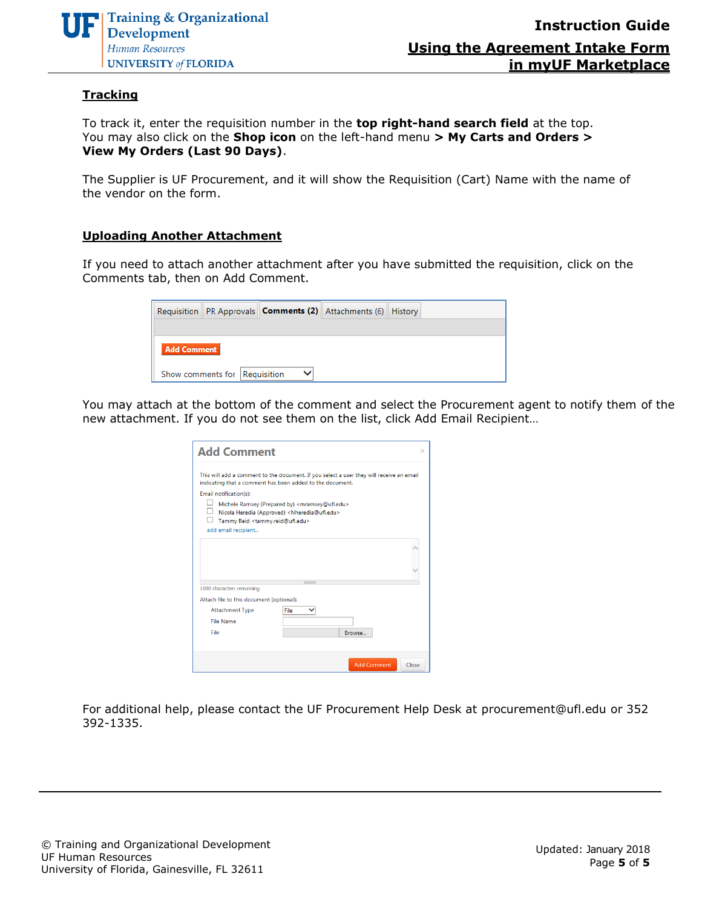## Tracking

To track it, enter the requisition number in the **top right-hand search field** at the top. You may also click on the **Shop icon** on the left-hand menu **> My Carts and Orders > View My Orders (Last 90 Days)**.

The Supplier is UF Procurement, and it will show the Requisition (Cart) Name with the name of the vendor on the form.

## Uploading Another Attachment

If you need to attach another attachment after you have submitted the requisition, click on the Comments tab, then on Add Comment.

You may attach at the bottom of the comment and select the Procurement agent to notify them of the new attachment. If you do not see them on the list, click Add Email Recipient…

For additional help, please contact the UF Procurement Help Desk at procurement@ufl.edu or 352 392-1335.